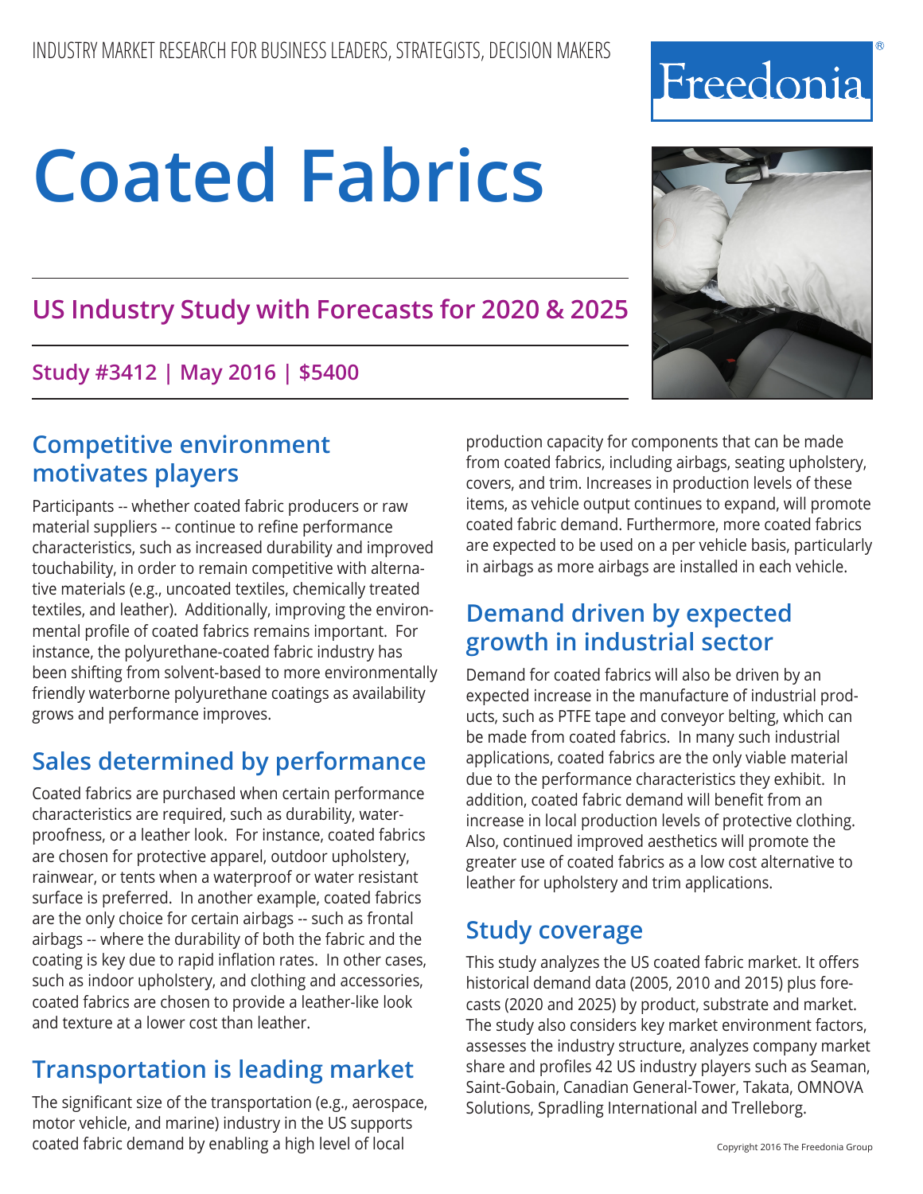INDUSTRY MARKET RESEARCH FOR BUSINESS LEADERS, STRATEGISTS, DECISION MAKERS

Freedonia®

# Coated Fabrics

## US Industry Study with Forecasts for 2020 & 2025

**Study #3412 | May 2016 | $5400**

## Competitive environment motivates players

Participants -- whether coated fabric producers or raw material suppliers -- continue to refine performance characteristics, such as increased durability and improved touchability, in order to remain competitive with alternative materials (e.g., uncoated textiles, chemically treated textiles, and leather). Additionally, improving the environmental profile of coated fabrics remains important. For instance, the polyurethane-coated fabric industry has been shifting from solvent-based to more environmentally friendly waterborne polyurethane coatings as availability grows and performance improves.

## Sales determined by performance

Coated fabrics are purchased when certain performance characteristics are required, such as durability, waterproofness, or a leather look. For instance, coated fabrics are chosen for protective apparel, outdoor upholstery, rainwear, or tents when a waterproof or water resistant surface is preferred. In another example, coated fabrics are the only choice for certain airbags -- such as frontal airbags -- where the durability of both the fabric and the coating is key due to rapid inflation rates. In other cases, such as indoor upholstery, and clothing and accessories, coated fabrics are chosen to provide a leather-like look and texture at a lower cost than leather.

## Transportation is leading market

The significant size of the transportation (e.g., aerospace, motor vehicle, and marine) industry in the US supports coated fabric demand by enabling a high level of local production capacity for components that can be made from coated fabrics, including airbags, seating upholstery, covers, and trim. Increases in production levels of these items, as vehicle output continues to expand, will promote coated fabric demand. Furthermore, more coated fabrics are expected to be used on a per vehicle basis, particularly in airbags as more airbags are installed in each vehicle.

## Demand driven by expected growth in industrial sector

Demand for coated fabrics will also be driven by an expected increase in the manufacture of industrial products, such as PTFE tape and conveyor belting, which can be made from coated fabrics. In many such industrial applications, coated fabrics are the only viable material due to the performance characteristics they exhibit. In addition, coated fabric demand will benefit from an increase in local production levels of protective clothing. Also, continued improved aesthetics will promote the greater use of coated fabrics as a low cost alternative to leather for upholstery and trim applications.

## Study coverage

This study analyzes the US coated fabric market. It offers historical demand data (2005, 2010 and 2015) plus forecasts (2020 and 2025) by product, substrate and market. The study also considers key market environment factors, assesses the industry structure, analyzes company market share and profiles 42 US industry players such as Seaman, Saint-Gobain, Canadian General-Tower, Takata, OMNOVA Solutions, Spradling International and Trelleborg.

Copyright 2016 The Freedonia Group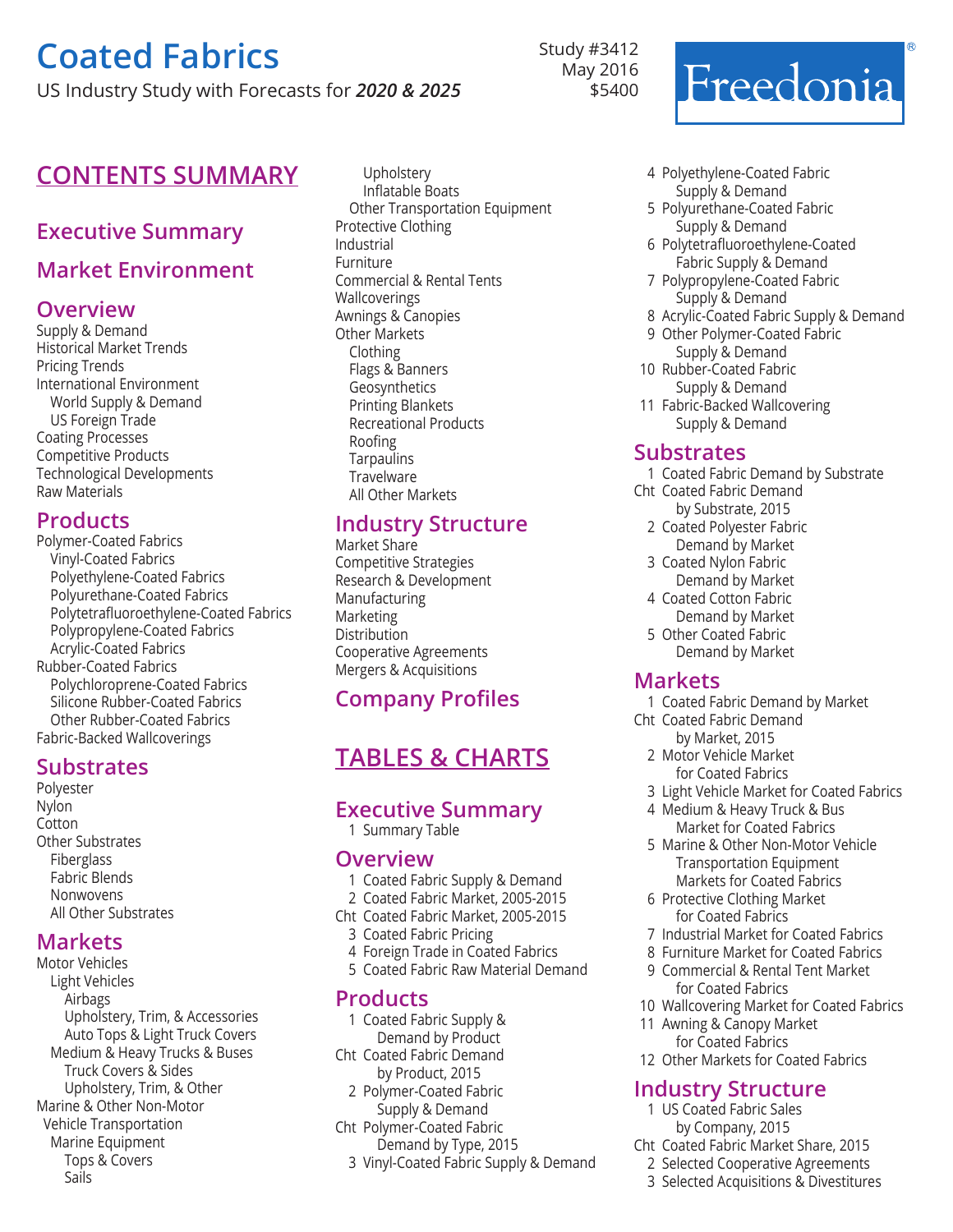# Coated Fabrics

US Industry Study with Forecasts for ***2020 & 2025***

Study #3412
May 2016
$5400

Freedonia®

## CONTENTS SUMMARY

### Executive Summary

### Market Environment

### Overview

- Supply & Demand
- Historical Market Trends
- Pricing Trends
- International Environment
  - World Supply & Demand
  - US Foreign Trade
- Coating Processes
- Competitive Products
- Technological Developments
- Raw Materials

### Products

- Polymer-Coated Fabrics
  - Vinyl-Coated Fabrics
  - Polyethylene-Coated Fabrics
  - Polyurethane-Coated Fabrics
  - Polytetrafluoroethylene-Coated Fabrics
  - Polypropylene-Coated Fabrics
  - Acrylic-Coated Fabrics
- Rubber-Coated Fabrics
  - Polychloroprene-Coated Fabrics
  - Silicone Rubber-Coated Fabrics
  - Other Rubber-Coated Fabrics
- Fabric-Backed Wallcoverings

### Substrates

- Polyester
- Nylon
- Cotton
- Other Substrates
  - Fiberglass
  - Fabric Blends
  - Nonwovens
  - All Other Substrates

### Markets

- Motor Vehicles
  - Light Vehicles
    - Airbags
    - Upholstery, Trim, & Accessories
    - Auto Tops & Light Truck Covers
  - Medium & Heavy Trucks & Buses
    - Truck Covers & Sides
    - Upholstery, Trim, & Other
- Marine & Other Non-Motor Vehicle Transportation
  - Marine Equipment
    - Tops & Covers
    - Sails
    - Upholstery
    - Inflatable Boats
  - Other Transportation Equipment
- Protective Clothing
- Industrial
- Furniture
- Commercial & Rental Tents
- Wallcoverings
- Awnings & Canopies
- Other Markets
  - Clothing
  - Flags & Banners
  - Geosynthetics
  - Printing Blankets
  - Recreational Products
  - Roofing
  - Tarpaulins
  - Travelware
  - All Other Markets

### Industry Structure

- Market Share
- Competitive Strategies
- Research & Development
- Manufacturing
- Marketing
- Distribution
- Cooperative Agreements
- Mergers & Acquisitions

### Company Profiles

## TABLES & CHARTS

### Executive Summary

1 Summary Table

### Overview

1 Coated Fabric Supply & Demand
2 Coated Fabric Market, 2005-2015
Cht Coated Fabric Market, 2005-2015
3 Coated Fabric Pricing
4 Foreign Trade in Coated Fabrics
5 Coated Fabric Raw Material Demand

### Products

1 Coated Fabric Supply & Demand by Product
Cht Coated Fabric Demand by Product, 2015
2 Polymer-Coated Fabric Supply & Demand
Cht Polymer-Coated Fabric Demand by Type, 2015
3 Vinyl-Coated Fabric Supply & Demand
4 Polyethylene-Coated Fabric Supply & Demand
5 Polyurethane-Coated Fabric Supply & Demand
6 Polytetrafluoroethylene-Coated Fabric Supply & Demand
7 Polypropylene-Coated Fabric Supply & Demand
8 Acrylic-Coated Fabric Supply & Demand
9 Other Polymer-Coated Fabric Supply & Demand
10 Rubber-Coated Fabric Supply & Demand
11 Fabric-Backed Wallcovering Supply & Demand

### Substrates

1 Coated Fabric Demand by Substrate
Cht Coated Fabric Demand by Substrate, 2015
2 Coated Polyester Fabric Demand by Market
3 Coated Nylon Fabric Demand by Market
4 Coated Cotton Fabric Demand by Market
5 Other Coated Fabric Demand by Market

### Markets

1 Coated Fabric Demand by Market
Cht Coated Fabric Demand by Market, 2015
2 Motor Vehicle Market for Coated Fabrics
3 Light Vehicle Market for Coated Fabrics
4 Medium & Heavy Truck & Bus Market for Coated Fabrics
5 Marine & Other Non-Motor Vehicle Transportation Equipment Markets for Coated Fabrics
6 Protective Clothing Market for Coated Fabrics
7 Industrial Market for Coated Fabrics
8 Furniture Market for Coated Fabrics
9 Commercial & Rental Tent Market for Coated Fabrics
10 Wallcovering Market for Coated Fabrics
11 Awning & Canopy Market for Coated Fabrics
12 Other Markets for Coated Fabrics

### Industry Structure

1 US Coated Fabric Sales by Company, 2015
Cht Coated Fabric Market Share, 2015
2 Selected Cooperative Agreements
3 Selected Acquisitions & Divestitures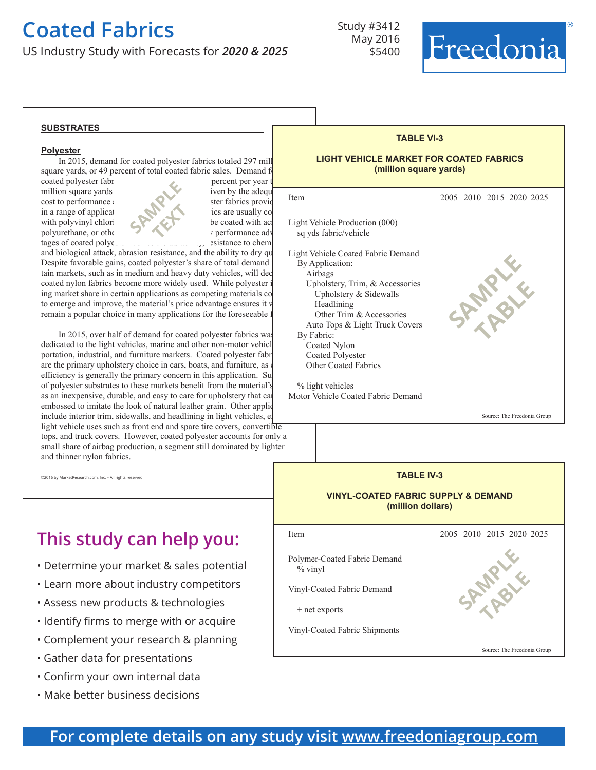# Coated Fabrics

US Industry Study with Forecasts for ***2020 & 2025***

Study #3412
May 2016
$5400

Freedonia®

**SUBSTRATES**

**Polyester**

In 2015, demand for coated polyester fabrics totaled 297 mil square yards, or 49 percent of total coated fabric sales. Demand f coated polyester fabr percent per year t million square yards iven by the adequ cost to performance ster fabrics provi in a range of applicat ics are usually co with polyvinyl chlori be coated with ac polyurethane, or othe performance ad tages of coated polye esistance to chem and biological attack, abrasion resistance, and the ability to dry qu Despite favorable gains, coated polyester's share of total demand tain markets, such as in medium and heavy duty vehicles, will de coated nylon fabrics become more widely used. While polyester ing market share in certain applications as competing materials co to emerge and improve, the material's price advantage ensures it remain a popular choice in many applications for the foreseeable

In 2015, over half of demand for coated polyester fabrics wa dedicated to the light vehicles, marine and other non-motor vehic portation, industrial, and furniture markets. Coated polyester fabr are the primary upholstery choice in cars, boats, and furniture, as efficiency is generally the primary concern in this application. Su of polyester substrates to these markets benefit from the material's as an inexpensive, durable, and easy to care for upholstery that ca embossed to imitate the look of natural leather grain. Other appli include interior trim, sidewalls, and headlining in light vehicles, e light vehicle uses such as front end and spare tire covers, convertible tops, and truck covers. However, coated polyester accounts for only a small share of airbag production, a segment still dominated by lighter and thinner nylon fabrics.

©2016 by MarketResearch.com, Inc. – All rights reserved

**TABLE VI-3**

**LIGHT VEHICLE MARKET FOR COATED FABRICS (million square yards)**

| Item | 2005 | 2010 | 2015 | 2020 | 2025 |
|---|---|---|---|---|---|
| Light Vehicle Production (000) | | | | | |
| sq yds fabric/vehicle | | | | | |
| | | | | | |
| Light Vehicle Coated Fabric Demand | | | | | |
| By Application: | | | | | |
| Airbags | | | | | |
| Upholstery, Trim, & Accessories | | | | | |
| Upholstery & Sidewalls | | | | | |
| Headlining | | | | | |
| Other Trim & Accessories | | | | | |
| Auto Tops & Light Truck Covers | | | | | |
| By Fabric: | | | | | |
| Coated Nylon | | | | | |
| Coated Polyester | | | | | |
| Other Coated Fabrics | | | | | |
| | | | | | |
| % light vehicles | | | | | |
| Motor Vehicle Coated Fabric Demand | | | | | |

Source: The Freedonia Group

**TABLE IV-3**

**VINYL-COATED FABRIC SUPPLY & DEMAND (million dollars)**

| Item | 2005 | 2010 | 2015 | 2020 | 2025 |
|---|---|---|---|---|---|
| Polymer-Coated Fabric Demand | | | | | |
| % vinyl | | | | | |
| | | | | | |
| Vinyl-Coated Fabric Demand | | | | | |
| | | | | | |
| + net exports | | | | | |
| | | | | | |
| Vinyl-Coated Fabric Shipments | | | | | |

Source: The Freedonia Group

## This study can help you:

- Determine your market & sales potential
- Learn more about industry competitors
- Assess new products & technologies
- Identify firms to merge with or acquire
- Complement your research & planning
- Gather data for presentations
- Confirm your own internal data
- Make better business decisions

**For complete details on any study visit www.freedoniagroup.com**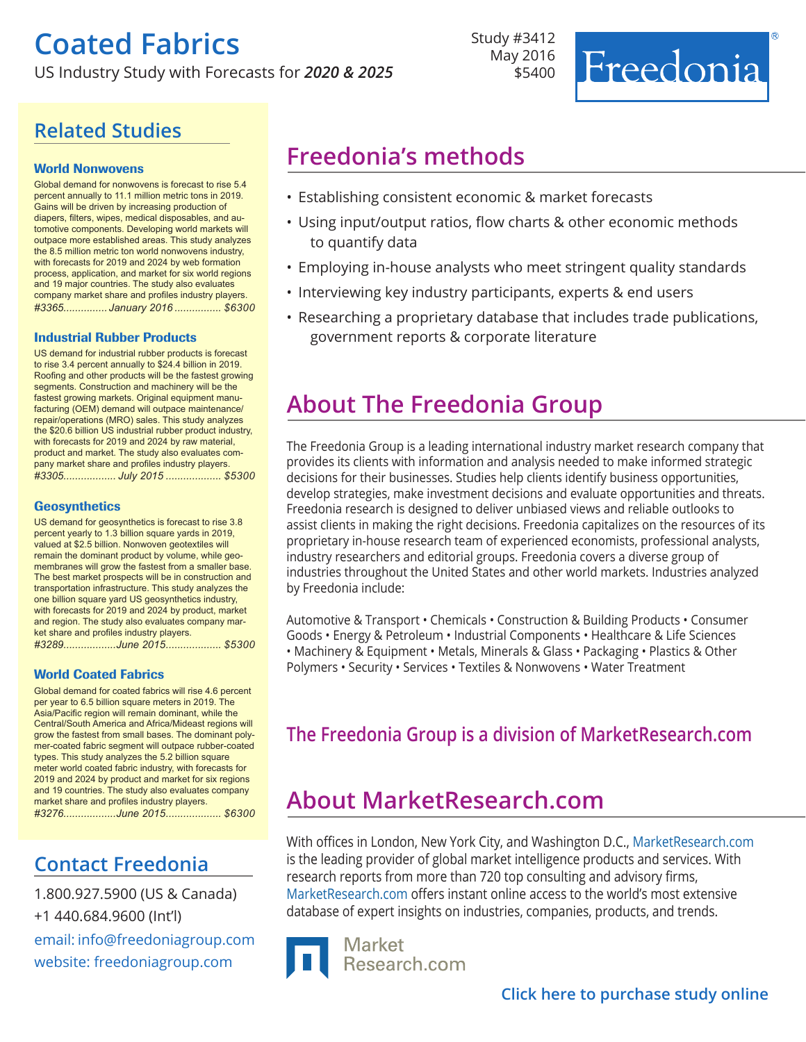# Coated Fabrics

US Industry Study with Forecasts for ***2020 & 2025***

Study #3412
May 2016
$5400

Freedonia®

## Related Studies

### World Nonwovens

Global demand for nonwovens is forecast to rise 5.4 percent annually to 11.1 million metric tons in 2019. Gains will be driven by increasing production of diapers, filters, wipes, medical disposables, and automotive components. Developing world markets will outpace more established areas. This study analyzes the 8.5 million metric ton world nonwovens industry, with forecasts for 2019 and 2024 by web formation process, application, and market for six world regions and 19 major countries. The study also evaluates company market share and profiles industry players.

*#3365............... January 2016 ................ $6300*

### Industrial Rubber Products

US demand for industrial rubber products is forecast to rise 3.4 percent annually to $24.4 billion in 2019. Roofing and other products will be the fastest growing segments. Construction and machinery will be the fastest growing markets. Original equipment manufacturing (OEM) demand will outpace maintenance/repair/operations (MRO) sales. This study analyzes the $20.6 billion US industrial rubber product industry, with forecasts for 2019 and 2024 by raw material, product and market. The study also evaluates company market share and profiles industry players.

*#3305................. July 2015 .................. $5300*

### Geosynthetics

US demand for geosynthetics is forecast to rise 3.8 percent yearly to 1.3 billion square yards in 2019, valued at $2.5 billion. Nonwoven geotextiles will remain the dominant product by volume, while geomembranes will grow the fastest from a smaller base. The best market prospects will be in construction and transportation infrastructure. This study analyzes the one billion square yard US geosynthetics industry, with forecasts for 2019 and 2024 by product, market and region. The study also evaluates company market share and profiles industry players.

*#3289..................June 2015.................. $5300*

### World Coated Fabrics

Global demand for coated fabrics will rise 4.6 percent per year to 6.5 billion square meters in 2019. The Asia/Pacific region will remain dominant, while the Central/South America and Africa/Mideast regions will grow the fastest from small bases. The dominant polymer-coated fabric segment will outpace rubber-coated types. This study analyzes the 5.2 billion square meter world coated fabric industry, with forecasts for 2019 and 2024 by product and market for six world regions and 19 countries. The study also evaluates company market share and profiles industry players.

*#3276..................June 2015.................. $6300*

## Contact Freedonia

1.800.927.5900 (US & Canada)
+1 440.684.9600 (Int'l)
email: info@freedoniagroup.com
website: freedoniagroup.com

## Freedonia's methods

- Establishing consistent economic & market forecasts
- Using input/output ratios, flow charts & other economic methods to quantify data
- Employing in-house analysts who meet stringent quality standards
- Interviewing key industry participants, experts & end users
- Researching a proprietary database that includes trade publications, government reports & corporate literature

## About The Freedonia Group

The Freedonia Group is a leading international industry market research company that provides its clients with information and analysis needed to make informed strategic decisions for their businesses. Studies help clients identify business opportunities, develop strategies, make investment decisions and evaluate opportunities and threats. Freedonia research is designed to deliver unbiased views and reliable outlooks to assist clients in making the right decisions. Freedonia capitalizes on the resources of its proprietary in-house research team of experienced economists, professional analysts, industry researchers and editorial groups. Freedonia covers a diverse group of industries throughout the United States and other world markets. Industries analyzed by Freedonia include:

Automotive & Transport • Chemicals • Construction & Building Products • Consumer Goods • Energy & Petroleum • Industrial Components • Healthcare & Life Sciences • Machinery & Equipment • Metals, Minerals & Glass • Packaging • Plastics & Other Polymers • Security • Services • Textiles & Nonwovens • Water Treatment

### The Freedonia Group is a division of MarketResearch.com

## About MarketResearch.com

With offices in London, New York City, and Washington D.C., MarketResearch.com is the leading provider of global market intelligence products and services. With research reports from more than 720 top consulting and advisory firms, MarketResearch.com offers instant online access to the world's most extensive database of expert insights on industries, companies, products, and trends.

Market Research.com

**Click here to purchase study online**